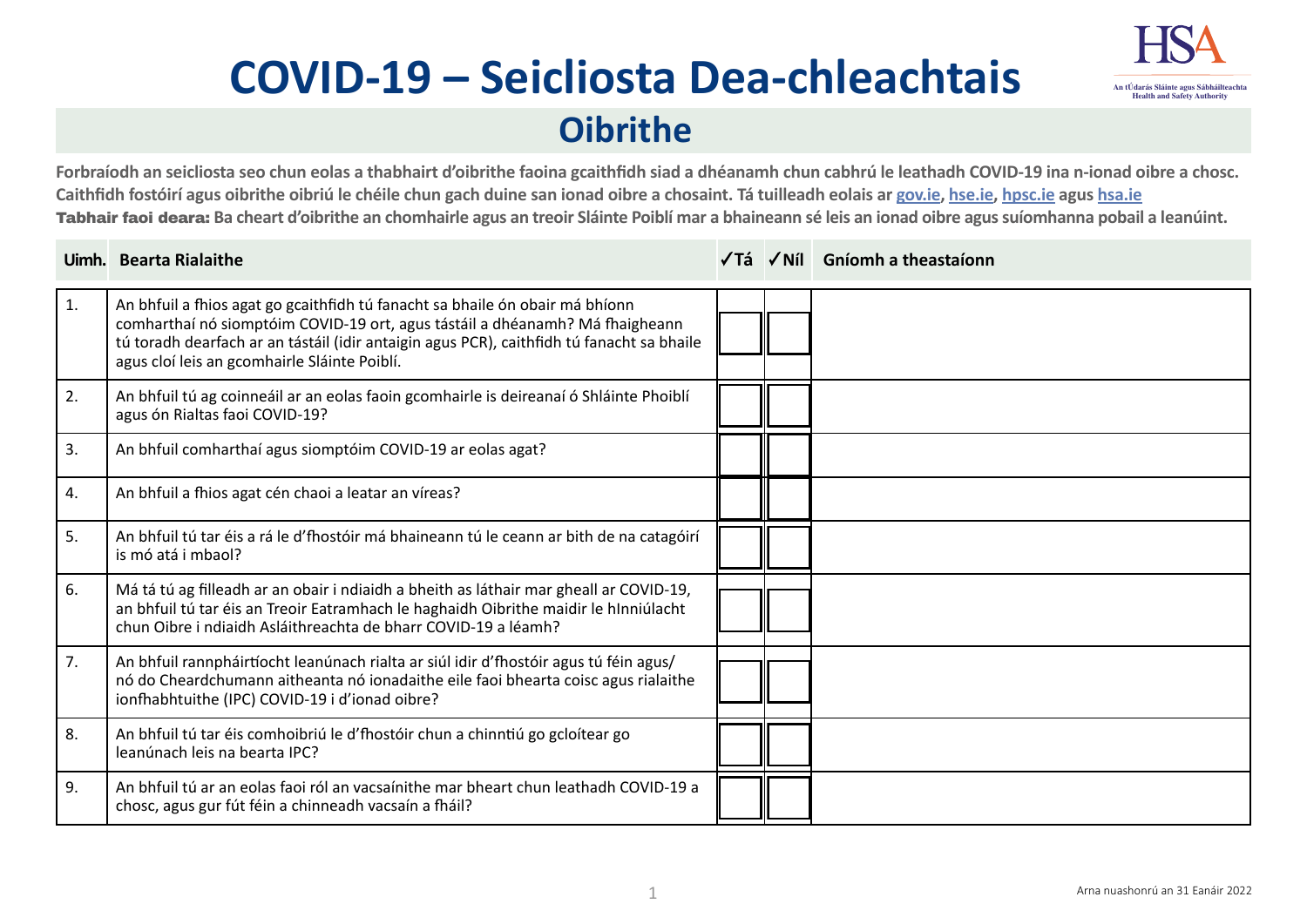# COVID-19 – Seicliosta Dea-chleachtais

## Oibrithe

**Forbraíodh an seicliosta seo chun eolas a thabhairt d'oibrithe faoina gcaithfidh siad a dhéanamh chun cabhrú le leathadh COVID-19 ina n-ionad oibre a chosc. Caithfidh fostóirí agus oibrithe oibriú le chéile chun gach duine san ionad oibre a chosaint. Tá tuilleadh eolais ar [gov.ie](gov.ie), [hse.ie](hse.ie), [hpsc.ie](hpsc.ie) agus [hsa.ie](hsa.ie)**

**Tabhair faoi deara: Ba cheart d'oibrithe an chomhairle agus an treoir Sláinte Poiblí mar a bhaineann sé leis an ionad oibre agus suíomhanna pobail a leanúint.**

| Uimh. | Bearta Rialaithe | ✓Tá | ✓Níl | Gníomh a theastaíonn |
|---|---|---|---|---|
| 1. | An bhfuil a fhios agat go gcaithfidh tú fanacht sa bhaile ón obair má bhíonn comharthaí nó siomptóim COVID-19 ort, agus tástáil a dhéanamh? Má fhaigheann tú toradh dearfach ar an tástáil (idir antaigin agus PCR), caithfidh tú fanacht sa bhaile agus cloí leis an gcomhairle Sláinte Poiblí. | | | |
| 2. | An bhfuil tú ag coinneáil ar an eolas faoin gcomhairle is deireanaí ó Shláinte Phoiblí agus ón Rialtas faoi COVID-19? | | | |
| 3. | An bhfuil comharthaí agus siomptóim COVID-19 ar eolas agat? | | | |
| 4. | An bhfuil a fhios agat cén chaoi a leatar an víreas? | | | |
| 5. | An bhfuil tú tar éis a rá le d'fhostóir má bhaineann tú le ceann ar bith de na catagóirí is mó atá i mbaol? | | | |
| 6. | Má tá tú ag filleadh ar an obair i ndiaidh a bheith as láthair mar gheall ar COVID-19, an bhfuil tú tar éis an Treoir Eatramhach le haghaidh Oibrithe maidir le hInniúlacht chun Oibre i ndiaidh Asláithreachta de bharr COVID-19 a léamh? | | | |
| 7. | An bhfuil rannpháirtíocht leanúnach rialta ar siúl idir d'fhostóir agus tú féin agus/nó do Cheardchumann aitheanta nó ionadaithe eile faoi bhearta coisc agus rialaithe ionfhabhtuithe (IPC) COVID-19 i d'ionad oibre? | | | |
| 8. | An bhfuil tú tar éis comhoibriú le d'fhostóir chun a chinntiú go gcloítear go leanúnach leis na bearta IPC? | | | |
| 9. | An bhfuil tú ar an eolas faoi ról an vacsaínithe mar bheart chun leathadh COVID-19 a chosc, agus gur fút féin a chinneadh vacsaín a fháil? | | | |

Arna nuashonrú an 31 Eanáir 2022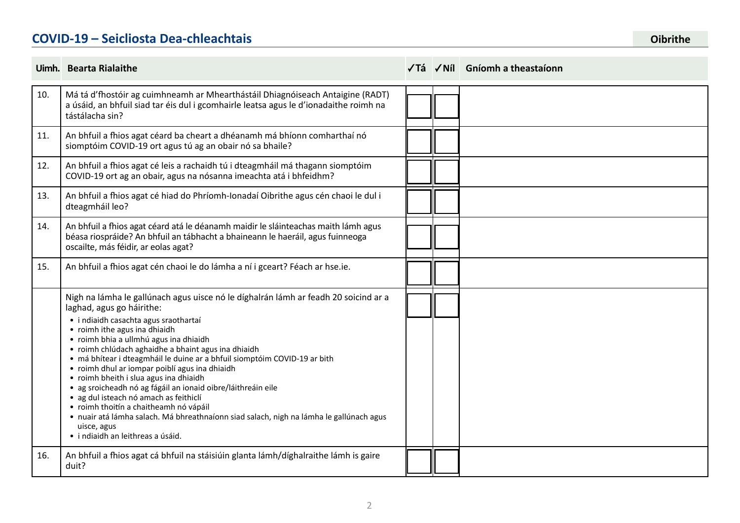## COVID-19 – Seicliosta Dea-chleachtais

**Oibrithe**

| Uimh. | Bearta Rialaithe | ✓Tá | ✓Níl | Gníomh a theastaíonn |
|---|---|---|---|---|
| 10. | Má tá d'fhostóir ag cuimhneamh ar Mhearthástáil Dhiagnóiseach Antaigine (RADT) a úsáid, an bhfuil siad tar éis dul i gcomhairle leatsa agus le d'ionadaithe roimh na tástálacha sin? | | | |
| 11. | An bhfuil a fhios agat céard ba cheart a dhéanamh má bhíonn comharthaí nó siomptóim COVID-19 ort agus tú ag an obair nó sa bhaile? | | | |
| 12. | An bhfuil a fhios agat cé leis a rachaidh tú i dteagmháil má thagann siomptóim COVID-19 ort ag an obair, agus na nósanna imeachta atá i bhfeidhm? | | | |
| 13. | An bhfuil a fhios agat cé hiad do Phríomh-Ionadaí Oibrithe agus cén chaoi le dul i dteagmháil leo? | | | |
| 14. | An bhfuil a fhios agat céard atá le déanamh maidir le sláinteachas maith lámh agus béasa riospráide? An bhfuil an tábhacht a bhaineann le haeráil, agus fuinneoga oscailte, más féidir, ar eolas agat? | | | |
| 15. | An bhfuil a fhios agat cén chaoi le do lámha a ní i gceart? Féach ar hse.ie. | | | |
| | Nigh na lámha le gallúnach agus uisce nó le díghalrán lámh ar feadh 20 soicind ar a laghad, agus go háirithe:<br>• i ndiaidh casachta agus sraothartaí<br>• roimh ithe agus ina dhiaidh<br>• roimh bhia a ullmhú agus ina dhiaidh<br>• roimh chlúdach aghaidhe a bhaint agus ina dhiaidh<br>• má bhítear i dteagmháil le duine ar a bhfuil siomptóim COVID-19 ar bith<br>• roimh dhul ar iompar poiblí agus ina dhiaidh<br>• roimh bheith i slua agus ina dhiaidh<br>• ag sroicheadh nó ag fágáil an ionaid oibre/láithreáin eile<br>• ag dul isteach nó amach as feithiclí<br>• roimh thoitín a chaitheamh nó vápáil<br>• nuair atá lámha salach. Má bhreathnaíonn siad salach, nigh na lámha le gallúnach agus uisce, agus<br>• i ndiaidh an leithreas a úsáid. | | | |
| 16. | An bhfuil a fhios agat cá bhfuil na stáisiúin glanta lámh/díghalraithe lámh is gaire duit? | | | |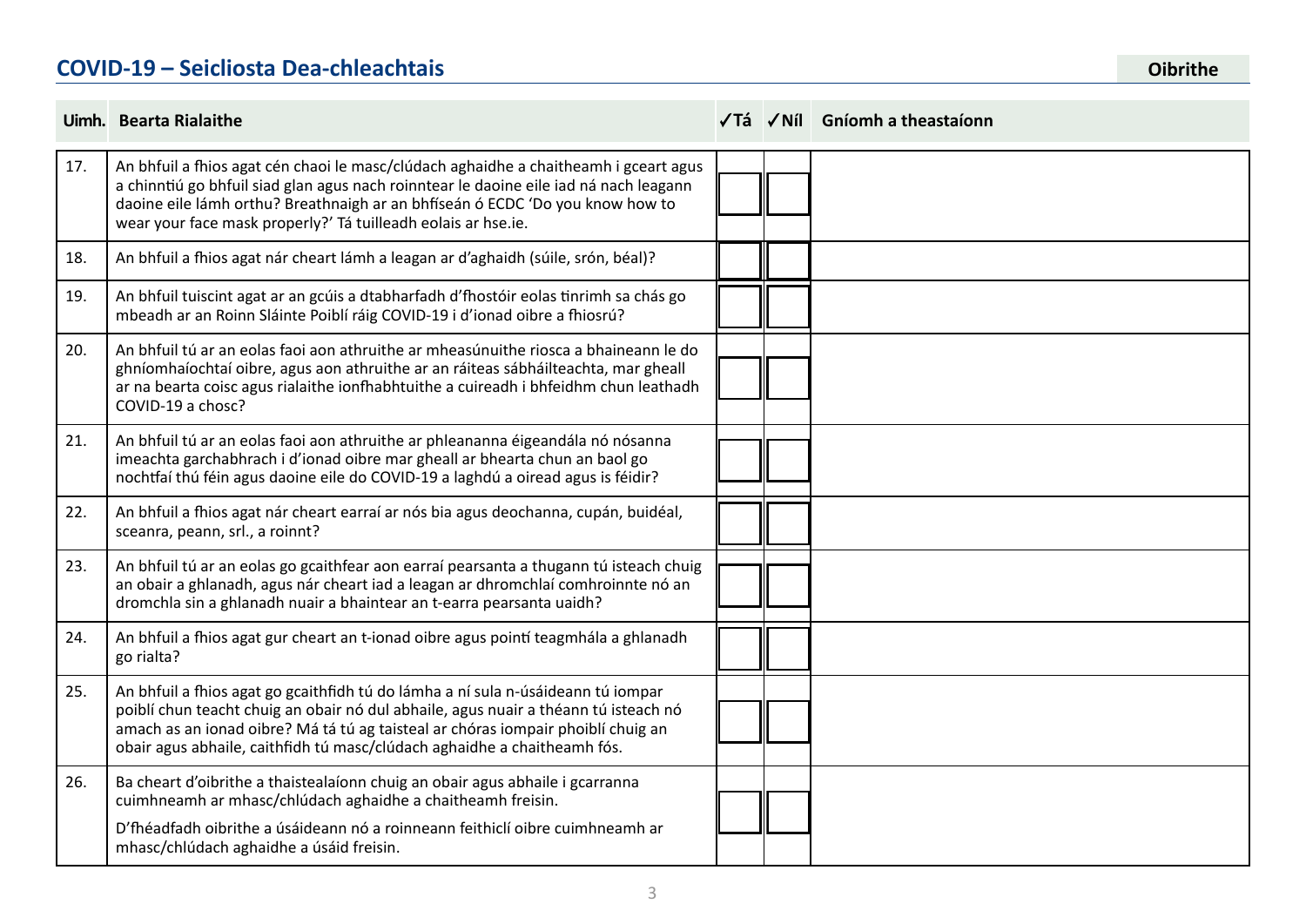## COVID-19 – Seicliosta Dea-chleachtais

**Oibrithe**

| Uimh. | Bearta Rialaithe | ✓Tá | ✓Níl | Gníomh a theastaíonn |
|---|---|---|---|---|
| 17. | An bhfuil a fhios agat cén chaoi le masc/clúdach aghaidhe a chaitheamh i gceart agus a chinntiú go bhfuil siad glan agus nach roinntear le daoine eile iad ná nach leagann daoine eile lámh orthu? Breathnaigh ar an bhfíseán ó ECDC 'Do you know how to wear your face mask properly?' Tá tuilleadh eolais ar hse.ie. | | | |
| 18. | An bhfuil a fhios agat nár cheart lámh a leagan ar d'aghaidh (súile, srón, béal)? | | | |
| 19. | An bhfuil tuiscint agat ar an gcúis a dtabharfadh d'fhostóir eolas tinrimh sa chás go mbeadh ar an Roinn Sláinte Poiblí ráig COVID-19 i d'ionad oibre a fhiosrú? | | | |
| 20. | An bhfuil tú ar an eolas faoi aon athruithe ar mheasúnuithe riosca a bhaineann le do ghníomhaíochtaí oibre, agus aon athruithe ar an ráiteas sábháilteachta, mar gheall ar na bearta coisc agus rialaithe ionfhabhtuithe a cuireadh i bhfeidhm chun leathadh COVID-19 a chosc? | | | |
| 21. | An bhfuil tú ar an eolas faoi aon athruithe ar phleananna éigeandála nó nósanna imeachta garchabhrach i d'ionad oibre mar gheall ar bhearta chun an baol go nochtfaí thú féin agus daoine eile do COVID-19 a laghdú a oiread agus is féidir? | | | |
| 22. | An bhfuil a fhios agat nár cheart earraí ar nós bia agus deochanna, cupán, buidéal, sceanra, peann, srl., a roinnt? | | | |
| 23. | An bhfuil tú ar an eolas go gcaithfear aon earraí pearsanta a thugann tú isteach chuig an obair a ghlanadh, agus nár cheart iad a leagan ar dhromchlaí comhroinnte nó an dromchla sin a ghlanadh nuair a bhaintear an t-earra pearsanta uaidh? | | | |
| 24. | An bhfuil a fhios agat gur cheart an t-ionad oibre agus pointí teagmhála a ghlanadh go rialta? | | | |
| 25. | An bhfuil a fhios agat go gcaithfidh tú do lámha a ní sula n-úsáideann tú iompar poiblí chun teacht chuig an obair nó dul abhaile, agus nuair a théann tú isteach nó amach as an ionad oibre? Má tá tú ag taisteal ar chóras iompair phoiblí chuig an obair agus abhaile, caithfidh tú masc/clúdach aghaidhe a chaitheamh fós. | | | |
| 26. | Ba cheart d'oibrithe a thaistealaíonn chuig an obair agus abhaile i gcarranna cuimhneamh ar mhasc/chlúdach aghaidhe a chaitheamh freisin.<br><br>D'fhéadfadh oibrithe a úsáideann nó a roinneann feithiclí oibre cuimhneamh ar mhasc/chlúdach aghaidhe a úsáid freisin. | | | |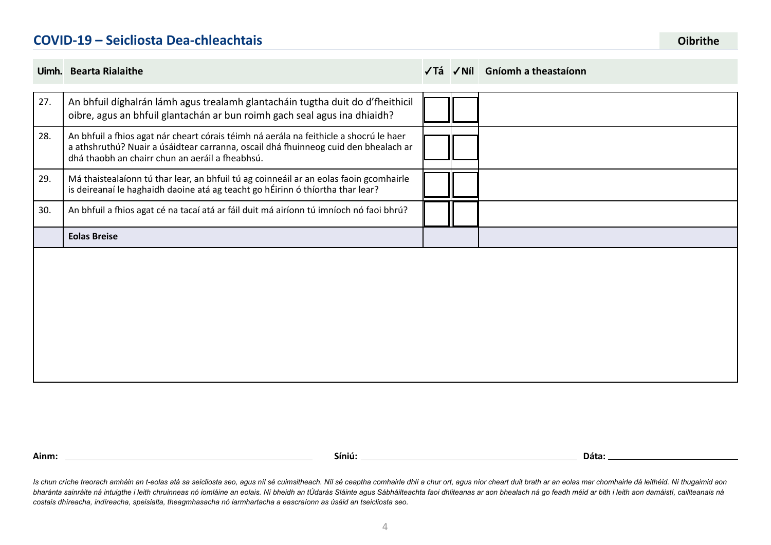## COVID-19 – Seicliosta Dea-chleachtais

**Oibrithe**

| Uimh. | Bearta Rialaithe | ✓Tá | ✓Níl | Gníomh a theastaíonn |
|---|---|---|---|---|
| 27. | An bhfuil díghalrán lámh agus trealamh glantacháin tugtha duit do d'fheithicil oibre, agus an bhfuil glantachán ar bun roimh gach seal agus ina dhiaidh? | | | |
| 28. | An bhfuil a fhios agat nár cheart córais téimh ná aerála na feithicle a shocrú le haer a athshruthú? Nuair a úsáidtear carranna, oscail dhá fhuinneog cuid den bhealach ar dhá thaobh an chairr chun an aeráil a fheabhsú. | | | |
| 29. | Má thaistealaíonn tú thar lear, an bhfuil tú ag coinneáil ar an eolas faoin gcomhairle is deireanaí le haghaidh daoine atá ag teacht go hÉirinn ó thíortha thar lear? | | | |
| 30. | An bhfuil a fhios agat cé na tacaí atá ar fáil duit má airíonn tú imníoch nó faoi bhrú? | | | |
| | **Eolas Breise** | | | |

**Ainm:** ______________________ **Síniú:** ______________________ **Dáta:** ______________________

*Is chun críche treorach amháin an t-eolas atá sa seicliosta seo, agus níl sé cuimsitheach. Níl sé ceaptha comhairle dhlí a chur ort, agus níor cheart duit brath ar an eolas mar chomhairle dá leithéid. Ní thugaimid aon bharánta sainráite ná intuigthe i leith chruinneas nó iomláine an eolais. Ní bheidh an tÚdarás Sláinte agus Sábháilteachta faoi dhliteanas ar aon bhealach ná go feadh méid ar bith i leith aon damáistí, caillteanais nó costais dhíreacha, indíreacha, speisialta, theagmhasacha nó iarmhartacha a eascraíonn as úsáid an tseicliosta seo.*